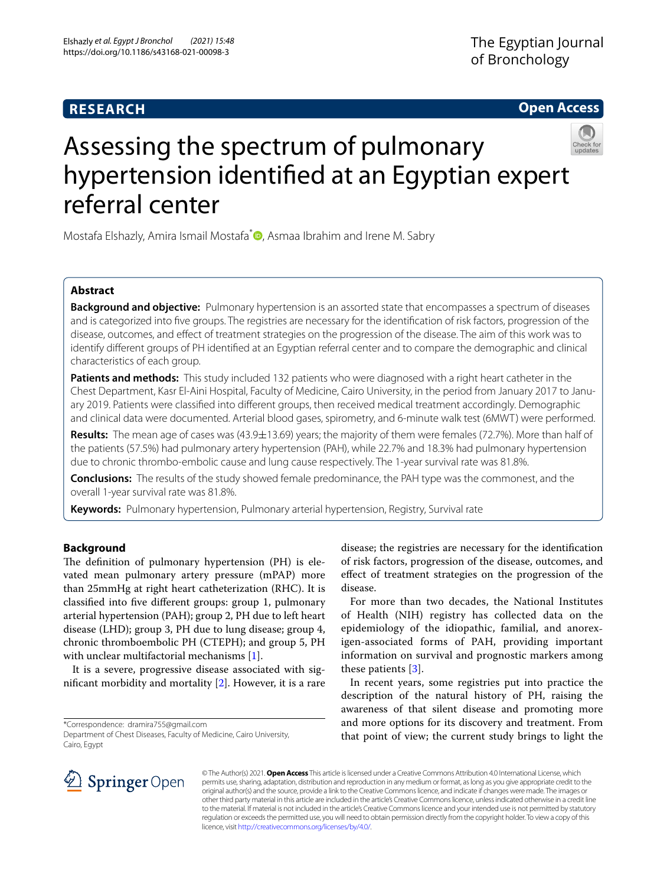RESEARCH

Open Access

# Assessing the spectrum of pulmonary hypertension identified at an Egyptian expert referral center

Mostafa Elshazly, Amira Ismail Mostafa*, Asmaa Ibrahim and Irene M. Sabry

## Abstract

**Background and objective:** Pulmonary hypertension is an assorted state that encompasses a spectrum of diseases and is categorized into five groups. The registries are necessary for the identification of risk factors, progression of the disease, outcomes, and effect of treatment strategies on the progression of the disease. The aim of this work was to identify different groups of PH identified at an Egyptian referral center and to compare the demographic and clinical characteristics of each group.

**Patients and methods:** This study included 132 patients who were diagnosed with a right heart catheter in the Chest Department, Kasr El-Aini Hospital, Faculty of Medicine, Cairo University, in the period from January 2017 to January 2019. Patients were classified into different groups, then received medical treatment accordingly. Demographic and clinical data were documented. Arterial blood gases, spirometry, and 6-minute walk test (6MWT) were performed.

**Results:** The mean age of cases was (43.9±13.69) years; the majority of them were females (72.7%). More than half of the patients (57.5%) had pulmonary artery hypertension (PAH), while 22.7% and 18.3% had pulmonary hypertension due to chronic thrombo-embolic cause and lung cause respectively. The 1-year survival rate was 81.8%.

**Conclusions:** The results of the study showed female predominance, the PAH type was the commonest, and the overall 1-year survival rate was 81.8%.

**Keywords:** Pulmonary hypertension, Pulmonary arterial hypertension, Registry, Survival rate

## Background

The definition of pulmonary hypertension (PH) is elevated mean pulmonary artery pressure (mPAP) more than 25mmHg at right heart catheterization (RHC). It is classified into five different groups: group 1, pulmonary arterial hypertension (PAH); group 2, PH due to left heart disease (LHD); group 3, PH due to lung disease; group 4, chronic thromboembolic PH (CTEPH); and group 5, PH with unclear multifactorial mechanisms [1].

It is a severe, progressive disease associated with significant morbidity and mortality [2]. However, it is a rare disease; the registries are necessary for the identification of risk factors, progression of the disease, outcomes, and effect of treatment strategies on the progression of the disease.

For more than two decades, the National Institutes of Health (NIH) registry has collected data on the epidemiology of the idiopathic, familial, and anorexigen-associated forms of PAH, providing important information on survival and prognostic markers among these patients [3].

In recent years, some registries put into practice the description of the natural history of PH, raising the awareness of that silent disease and promoting more and more options for its discovery and treatment. From that point of view; the current study brings to light the

*Correspondence: dramira755@gmail.com
Department of Chest Diseases, Faculty of Medicine, Cairo University, Cairo, Egypt

© The Author(s) 2021. **Open Access** This article is licensed under a Creative Commons Attribution 4.0 International License, which permits use, sharing, adaptation, distribution and reproduction in any medium or format, as long as you give appropriate credit to the original author(s) and the source, provide a link to the Creative Commons licence, and indicate if changes were made. The images or other third party material in this article are included in the article's Creative Commons licence, unless indicated otherwise in a credit line to the material. If material is not included in the article's Creative Commons licence and your intended use is not permitted by statutory regulation or exceeds the permitted use, you will need to obtain permission directly from the copyright holder. To view a copy of this licence, visit http://creativecommons.org/licenses/by/4.0/.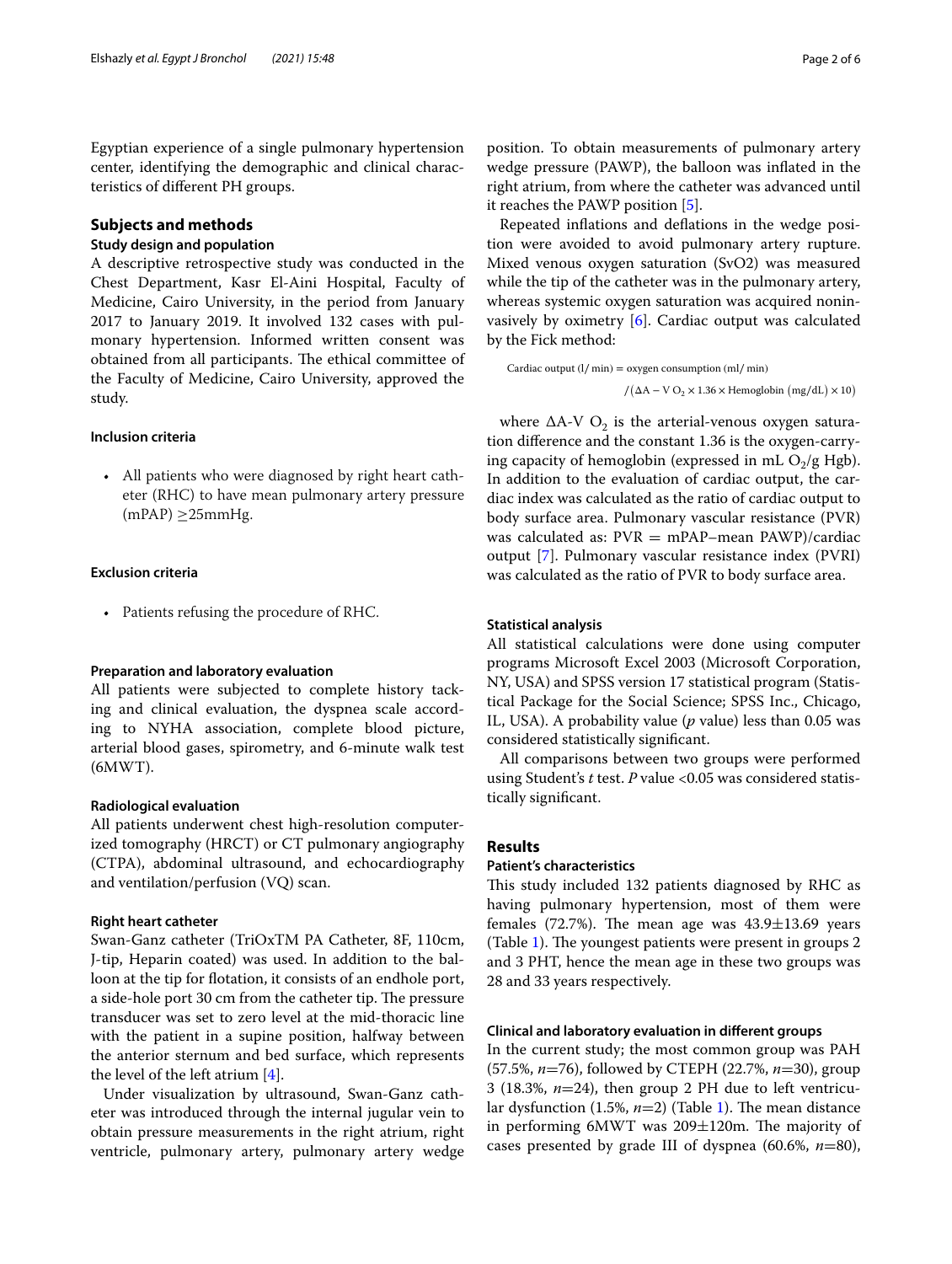Egyptian experience of a single pulmonary hypertension center, identifying the demographic and clinical characteristics of different PH groups.

## Subjects and methods

### Study design and population

A descriptive retrospective study was conducted in the Chest Department, Kasr El-Aini Hospital, Faculty of Medicine, Cairo University, in the period from January 2017 to January 2019. It involved 132 cases with pulmonary hypertension. Informed written consent was obtained from all participants. The ethical committee of the Faculty of Medicine, Cairo University, approved the study.

#### Inclusion criteria

- All patients who were diagnosed by right heart catheter (RHC) to have mean pulmonary artery pressure (mPAP) ≥25mmHg.

#### Exclusion criteria

- Patients refusing the procedure of RHC.

#### Preparation and laboratory evaluation

All patients were subjected to complete history tacking and clinical evaluation, the dyspnea scale according to NYHA association, complete blood picture, arterial blood gases, spirometry, and 6-minute walk test (6MWT).

#### Radiological evaluation

All patients underwent chest high-resolution computerized tomography (HRCT) or CT pulmonary angiography (CTPA), abdominal ultrasound, and echocardiography and ventilation/perfusion (VQ) scan.

#### Right heart catheter

Swan-Ganz catheter (TriOxTM PA Catheter, 8F, 110cm, J-tip, Heparin coated) was used. In addition to the balloon at the tip for flotation, it consists of an endhole port, a side-hole port 30 cm from the catheter tip. The pressure transducer was set to zero level at the mid-thoracic line with the patient in a supine position, halfway between the anterior sternum and bed surface, which represents the level of the left atrium [4].

Under visualization by ultrasound, Swan-Ganz catheter was introduced through the internal jugular vein to obtain pressure measurements in the right atrium, right ventricle, pulmonary artery, pulmonary artery wedge position. To obtain measurements of pulmonary artery wedge pressure (PAWP), the balloon was inflated in the right atrium, from where the catheter was advanced until it reaches the PAWP position [5].

Repeated inflations and deflations in the wedge position were avoided to avoid pulmonary artery rupture. Mixed venous oxygen saturation (SvO2) was measured while the tip of the catheter was in the pulmonary artery, whereas systemic oxygen saturation was acquired noninvasively by oximetry [6]. Cardiac output was calculated by the Fick method:

$$\text{Cardiac output (l/ min)} = \text{oxygen consumption (ml/ min)} / (\Delta \text{A} - \text{V O}_2 \times 1.36 \times \text{Hemoglobin (mg/dL)} \times 10)$$

where $\Delta$A-V $O_2$ is the arterial-venous oxygen saturation difference and the constant 1.36 is the oxygen-carrying capacity of hemoglobin (expressed in mL $O_2$/g Hgb). In addition to the evaluation of cardiac output, the cardiac index was calculated as the ratio of cardiac output to body surface area. Pulmonary vascular resistance (PVR) was calculated as: PVR = mPAP–mean PAWP)/cardiac output [7]. Pulmonary vascular resistance index (PVRI) was calculated as the ratio of PVR to body surface area.

#### Statistical analysis

All statistical calculations were done using computer programs Microsoft Excel 2003 (Microsoft Corporation, NY, USA) and SPSS version 17 statistical program (Statistical Package for the Social Science; SPSS Inc., Chicago, IL, USA). A probability value (*p* value) less than 0.05 was considered statistically significant.

All comparisons between two groups were performed using Student's *t* test. *P* value <0.05 was considered statistically significant.

## Results

### Patient's characteristics

This study included 132 patients diagnosed by RHC as having pulmonary hypertension, most of them were females (72.7%). The mean age was 43.9±13.69 years (Table 1). The youngest patients were present in groups 2 and 3 PHT, hence the mean age in these two groups was 28 and 33 years respectively.

### Clinical and laboratory evaluation in different groups

In the current study; the most common group was PAH (57.5%, *n*=76), followed by CTEPH (22.7%, *n*=30), group 3 (18.3%, *n*=24), then group 2 PH due to left ventricular dysfunction (1.5%, *n*=2) (Table 1). The mean distance in performing 6MWT was 209±120m. The majority of cases presented by grade III of dyspnea (60.6%, *n*=80),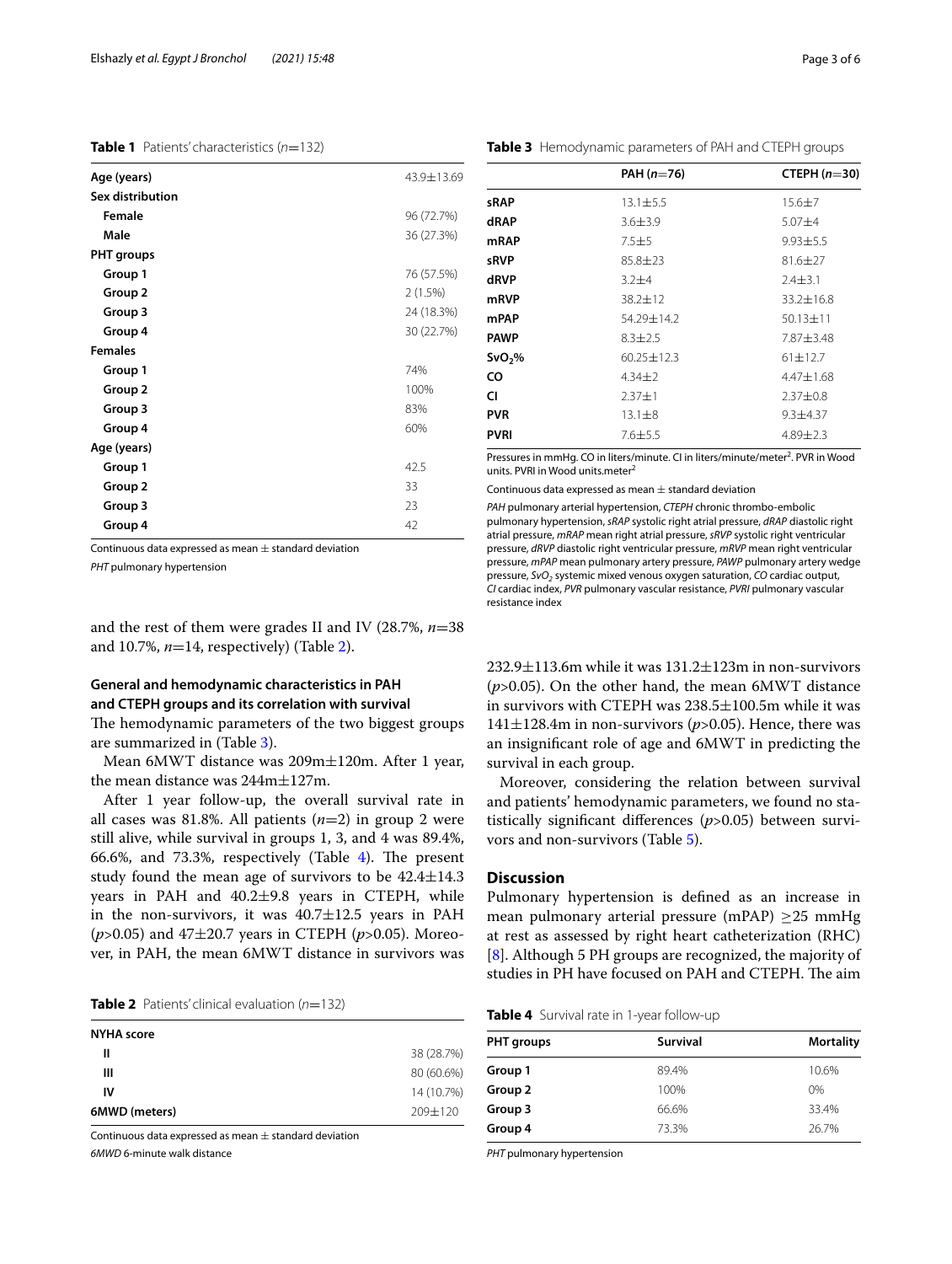**Table 1** Patients' characteristics (*n*=132)

| | |
|---|---|
| **Age (years)** | 43.9±13.69 |
| **Sex distribution** | |
| **Female** | 96 (72.7%) |
| **Male** | 36 (27.3%) |
| **PHT groups** | |
| **Group 1** | 76 (57.5%) |
| **Group 2** | 2 (1.5%) |
| **Group 3** | 24 (18.3%) |
| **Group 4** | 30 (22.7%) |
| **Females** | |
| **Group 1** | 74% |
| **Group 2** | 100% |
| **Group 3** | 83% |
| **Group 4** | 60% |
| **Age (years)** | |
| **Group 1** | 42.5 |
| **Group 2** | 33 |
| **Group 3** | 23 |
| **Group 4** | 42 |

Continuous data expressed as mean ± standard deviation

*PHT* pulmonary hypertension

and the rest of them were grades II and IV (28.7%, *n*=38 and 10.7%, *n*=14, respectively) (Table 2).

### General and hemodynamic characteristics in PAH and CTEPH groups and its correlation with survival

The hemodynamic parameters of the two biggest groups are summarized in (Table 3).

Mean 6MWT distance was 209m±120m. After 1 year, the mean distance was 244m±127m.

After 1 year follow-up, the overall survival rate in all cases was 81.8%. All patients (*n*=2) in group 2 were still alive, while survival in groups 1, 3, and 4 was 89.4%, 66.6%, and 73.3%, respectively (Table 4). The present study found the mean age of survivors to be 42.4±14.3 years in PAH and 40.2±9.8 years in CTEPH, while in the non-survivors, it was 40.7±12.5 years in PAH ($p>0.05$) and 47±20.7 years in CTEPH ($p>0.05$). Moreover, in PAH, the mean 6MWT distance in survivors was 232.9±113.6m while it was 131.2±123m in non-survivors ($p>0.05$). On the other hand, the mean 6MWT distance in survivors with CTEPH was 238.5±100.5m while it was 141±128.4m in non-survivors ($p>0.05$). Hence, there was an insignificant role of age and 6MWT in predicting the survival in each group.

Moreover, considering the relation between survival and patients' hemodynamic parameters, we found no statistically significant differences ($p>0.05$) between survivors and non-survivors (Table 5).

**Table 2** Patients' clinical evaluation (*n*=132)

| | |
|---|---|
| **NYHA score** | |
| **II** | 38 (28.7%) |
| **III** | 80 (60.6%) |
| **IV** | 14 (10.7%) |
| **6MWD (meters)** | 209±120 |

Continuous data expressed as mean ± standard deviation

*6MWD* 6-minute walk distance

**Table 3** Hemodynamic parameters of PAH and CTEPH groups

| | PAH (*n*=76) | CTEPH (*n*=30) |
|---|---|---|
| **sRAP** | 13.1±5.5 | 15.6±7 |
| **dRAP** | 3.6±3.9 | 5.07±4 |
| **mRAP** | 7.5±5 | 9.93±5.5 |
| **sRVP** | 85.8±23 | 81.6±27 |
| **dRVP** | 3.2±4 | 2.4±3.1 |
| **mRVP** | 38.2±12 | 33.2±16.8 |
| **mPAP** | 54.29±14.2 | 50.13±11 |
| **PAWP** | 8.3±2.5 | 7.87±3.48 |
| **$SvO_2$%** | 60.25±12.3 | 61±12.7 |
| **CO** | 4.34±2 | 4.47±1.68 |
| **CI** | 2.37±1 | 2.37±0.8 |
| **PVR** | 13.1±8 | 9.3±4.37 |
| **PVRI** | 7.6±5.5 | 4.89±2.3 |

Pressures in mmHg. CO in liters/minute. CI in liters/minute/meter$^2$. PVR in Wood units. PVRI in Wood units.meter$^2$

Continuous data expressed as mean ± standard deviation

*PAH* pulmonary arterial hypertension, *CTEPH* chronic thrombo-embolic pulmonary hypertension, *sRAP* systolic right atrial pressure, *dRAP* diastolic right atrial pressure, *mRAP* mean right atrial pressure, *sRVP* systolic right ventricular pressure, *dRVP* diastolic right ventricular pressure, *mRVP* mean right ventricular pressure, *mPAP* mean pulmonary artery pressure, *PAWP* pulmonary artery wedge pressure, *$SvO_2$* systemic mixed venous oxygen saturation, *CO* cardiac output, *CI* cardiac index, *PVR* pulmonary vascular resistance, *PVRI* pulmonary vascular resistance index

## Discussion

Pulmonary hypertension is defined as an increase in mean pulmonary arterial pressure (mPAP) ≥25 mmHg at rest as assessed by right heart catheterization (RHC) [8]. Although 5 PH groups are recognized, the majority of studies in PH have focused on PAH and CTEPH. The aim

**Table 4** Survival rate in 1-year follow-up

| PHT groups | Survival | Mortality |
|---|---|---|
| **Group 1** | 89.4% | 10.6% |
| **Group 2** | 100% | 0% |
| **Group 3** | 66.6% | 33.4% |
| **Group 4** | 73.3% | 26.7% |

*PHT* pulmonary hypertension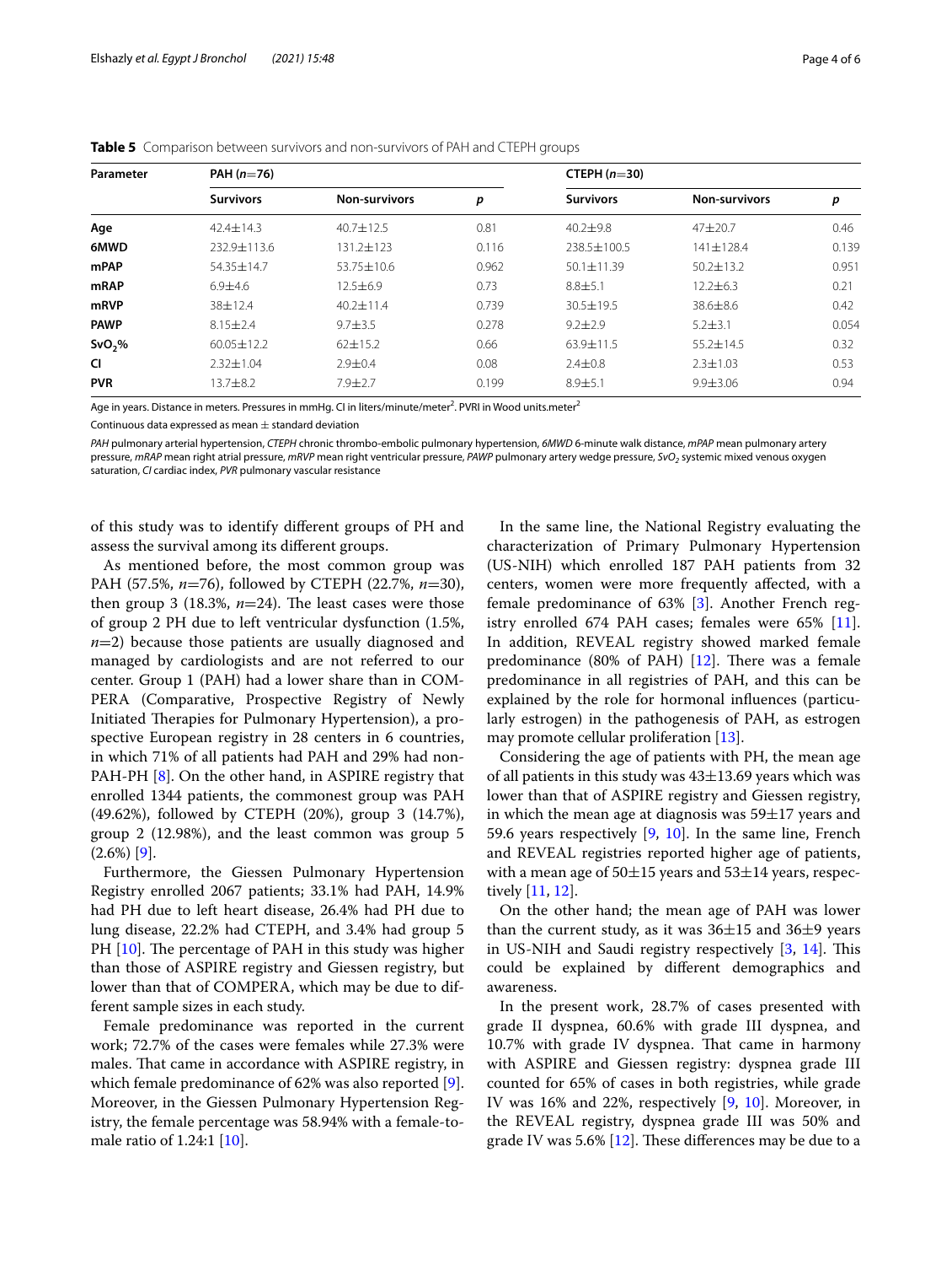**Table 5** Comparison between survivors and non-survivors of PAH and CTEPH groups

| Parameter | PAH ($n$=76) | | | CTEPH ($n$=30) | | |
|---|---|---|---|---|---|---|
| | Survivors | Non-survivors | $p$ | Survivors | Non-survivors | $p$ |
| **Age** | 42.4±14.3 | 40.7±12.5 | 0.81 | 40.2±9.8 | 47±20.7 | 0.46 |
| **6MWD** | 232.9±113.6 | 131.2±123 | 0.116 | 238.5±100.5 | 141±128.4 | 0.139 |
| **mPAP** | 54.35±14.7 | 53.75±10.6 | 0.962 | 50.1±11.39 | 50.2±13.2 | 0.951 |
| **mRAP** | 6.9±4.6 | 12.5±6.9 | 0.73 | 8.8±5.1 | 12.2±6.3 | 0.21 |
| **mRVP** | 38±12.4 | 40.2±11.4 | 0.739 | 30.5±19.5 | 38.6±8.6 | 0.42 |
| **PAWP** | 8.15±2.4 | 9.7±3.5 | 0.278 | 9.2±2.9 | 5.2±3.1 | 0.054 |
| **$SvO_2$%** | 60.05±12.2 | 62±15.2 | 0.66 | 63.9±11.5 | 55.2±14.5 | 0.32 |
| **CI** | 2.32±1.04 | 2.9±0.4 | 0.08 | 2.4±0.8 | 2.3±1.03 | 0.53 |
| **PVR** | 13.7±8.2 | 7.9±2.7 | 0.199 | 8.9±5.1 | 9.9±3.06 | 0.94 |

Age in years. Distance in meters. Pressures in mmHg. CI in liters/minute/meter$^2$. PVRI in Wood units.meter$^2$

Continuous data expressed as mean ± standard deviation

*PAH* pulmonary arterial hypertension, *CTEPH* chronic thrombo-embolic pulmonary hypertension, *6MWD* 6-minute walk distance, *mPAP* mean pulmonary artery pressure, *mRAP* mean right atrial pressure, *mRVP* mean right ventricular pressure, *PAWP* pulmonary artery wedge pressure, *$SvO_2$* systemic mixed venous oxygen saturation, *CI* cardiac index, *PVR* pulmonary vascular resistance

of this study was to identify different groups of PH and assess the survival among its different groups.

As mentioned before, the most common group was PAH (57.5%, $n$=76), followed by CTEPH (22.7%, $n$=30), then group 3 (18.3%, $n$=24). The least cases were those of group 2 PH due to left ventricular dysfunction (1.5%, $n$=2) because those patients are usually diagnosed and managed by cardiologists and are not referred to our center. Group 1 (PAH) had a lower share than in COMPERA (Comparative, Prospective Registry of Newly Initiated Therapies for Pulmonary Hypertension), a prospective European registry in 28 centers in 6 countries, in which 71% of all patients had PAH and 29% had non-PAH-PH [8]. On the other hand, in ASPIRE registry that enrolled 1344 patients, the commonest group was PAH (49.62%), followed by CTEPH (20%), group 3 (14.7%), group 2 (12.98%), and the least common was group 5 (2.6%) [9].

Furthermore, the Giessen Pulmonary Hypertension Registry enrolled 2067 patients; 33.1% had PAH, 14.9% had PH due to left heart disease, 26.4% had PH due to lung disease, 22.2% had CTEPH, and 3.4% had group 5 PH [10]. The percentage of PAH in this study was higher than those of ASPIRE registry and Giessen registry, but lower than that of COMPERA, which may be due to different sample sizes in each study.

Female predominance was reported in the current work; 72.7% of the cases were females while 27.3% were males. That came in accordance with ASPIRE registry, in which female predominance of 62% was also reported [9]. Moreover, in the Giessen Pulmonary Hypertension Registry, the female percentage was 58.94% with a female-to-male ratio of 1.24:1 [10].

In the same line, the National Registry evaluating the characterization of Primary Pulmonary Hypertension (US-NIH) which enrolled 187 PAH patients from 32 centers, women were more frequently affected, with a female predominance of 63% [3]. Another French registry enrolled 674 PAH cases; females were 65% [11]. In addition, REVEAL registry showed marked female predominance (80% of PAH) [12]. There was a female predominance in all registries of PAH, and this can be explained by the role for hormonal influences (particularly estrogen) in the pathogenesis of PAH, as estrogen may promote cellular proliferation [13].

Considering the age of patients with PH, the mean age of all patients in this study was 43±13.69 years which was lower than that of ASPIRE registry and Giessen registry, in which the mean age at diagnosis was 59±17 years and 59.6 years respectively [9, 10]. In the same line, French and REVEAL registries reported higher age of patients, with a mean age of 50±15 years and 53±14 years, respectively [11, 12].

On the other hand; the mean age of PAH was lower than the current study, as it was 36±15 and 36±9 years in US-NIH and Saudi registry respectively [3, 14]. This could be explained by different demographics and awareness.

In the present work, 28.7% of cases presented with grade II dyspnea, 60.6% with grade III dyspnea, and 10.7% with grade IV dyspnea. That came in harmony with ASPIRE and Giessen registry: dyspnea grade III counted for 65% of cases in both registries, while grade IV was 16% and 22%, respectively [9, 10]. Moreover, in the REVEAL registry, dyspnea grade III was 50% and grade IV was 5.6% [12]. These differences may be due to a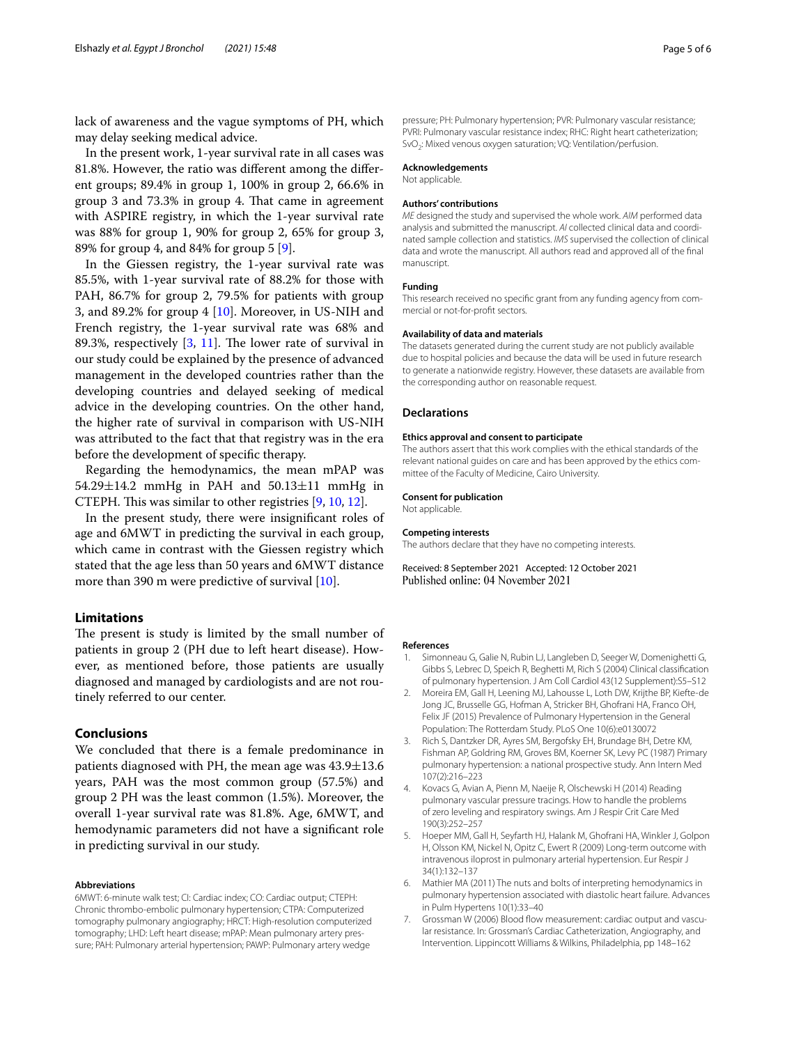lack of awareness and the vague symptoms of PH, which may delay seeking medical advice.

In the present work, 1-year survival rate in all cases was 81.8%. However, the ratio was different among the different groups; 89.4% in group 1, 100% in group 2, 66.6% in group 3 and 73.3% in group 4. That came in agreement with ASPIRE registry, in which the 1-year survival rate was 88% for group 1, 90% for group 2, 65% for group 3, 89% for group 4, and 84% for group 5 [9].

In the Giessen registry, the 1-year survival rate was 85.5%, with 1-year survival rate of 88.2% for those with PAH, 86.7% for group 2, 79.5% for patients with group 3, and 89.2% for group 4 [10]. Moreover, in US-NIH and French registry, the 1-year survival rate was 68% and 89.3%, respectively [3, 11]. The lower rate of survival in our study could be explained by the presence of advanced management in the developed countries rather than the developing countries and delayed seeking of medical advice in the developing countries. On the other hand, the higher rate of survival in comparison with US-NIH was attributed to the fact that that registry was in the era before the development of specific therapy.

Regarding the hemodynamics, the mean mPAP was 54.29±14.2 mmHg in PAH and 50.13±11 mmHg in CTEPH. This was similar to other registries [9, 10, 12].

In the present study, there were insignificant roles of age and 6MWT in predicting the survival in each group, which came in contrast with the Giessen registry which stated that the age less than 50 years and 6MWT distance more than 390 m were predictive of survival [10].

## Limitations

The present is study is limited by the small number of patients in group 2 (PH due to left heart disease). However, as mentioned before, those patients are usually diagnosed and managed by cardiologists and are not routinely referred to our center.

## Conclusions

We concluded that there is a female predominance in patients diagnosed with PH, the mean age was 43.9±13.6 years, PAH was the most common group (57.5%) and group 2 PH was the least common (1.5%). Moreover, the overall 1-year survival rate was 81.8%. Age, 6MWT, and hemodynamic parameters did not have a significant role in predicting survival in our study.

#### Abbreviations

6MWT: 6-minute walk test; CI: Cardiac index; CO: Cardiac output; CTEPH: Chronic thrombo-embolic pulmonary hypertension; CTPA: Computerized tomography pulmonary angiography; HRCT: High-resolution computerized tomography; LHD: Left heart disease; mPAP: Mean pulmonary artery pressure; PAH: Pulmonary arterial hypertension; PAWP: Pulmonary artery wedge pressure; PH: Pulmonary hypertension; PVR: Pulmonary vascular resistance; PVRI: Pulmonary vascular resistance index; RHC: Right heart catheterization; $SvO_2$: Mixed venous oxygen saturation; VQ: Ventilation/perfusion.

#### Acknowledgements

Not applicable.

#### Authors' contributions

*ME* designed the study and supervised the whole work. *AIM* performed data analysis and submitted the manuscript. *AI* collected clinical data and coordinated sample collection and statistics. *IMS* supervised the collection of clinical data and wrote the manuscript. All authors read and approved all of the final manuscript.

#### Funding

This research received no specific grant from any funding agency from commercial or not-for-profit sectors.

#### Availability of data and materials

The datasets generated during the current study are not publicly available due to hospital policies and because the data will be used in future research to generate a nationwide registry. However, these datasets are available from the corresponding author on reasonable request.

### Declarations

#### Ethics approval and consent to participate

The authors assert that this work complies with the ethical standards of the relevant national guides on care and has been approved by the ethics committee of the Faculty of Medicine, Cairo University.

#### Consent for publication

Not applicable.

#### Competing interests

The authors declare that they have no competing interests.

Received: 8 September 2021 Accepted: 12 October 2021
Published online: 04 November 2021

#### References

1. Simonneau G, Galie N, Rubin LJ, Langleben D, Seeger W, Domenighetti G, Gibbs S, Lebrec D, Speich R, Beghetti M, Rich S (2004) Clinical classification of pulmonary hypertension. J Am Coll Cardiol 43(12 Supplement):S5–S12
2. Moreira EM, Gall H, Leening MJ, Lahousse L, Loth DW, Krijthe BP, Kiefte-de Jong JC, Brusselle GG, Hofman A, Stricker BH, Ghofrani HA, Franco OH, Felix JF (2015) Prevalence of Pulmonary Hypertension in the General Population: The Rotterdam Study. PLoS One 10(6):e0130072
3. Rich S, Dantzker DR, Ayres SM, Bergofsky EH, Brundage BH, Detre KM, Fishman AP, Goldring RM, Groves BM, Koerner SK, Levy PC (1987) Primary pulmonary hypertension: a national prospective study. Ann Intern Med 107(2):216–223
4. Kovacs G, Avian A, Pienn M, Naeije R, Olschewski H (2014) Reading pulmonary vascular pressure tracings. How to handle the problems of zero leveling and respiratory swings. Am J Respir Crit Care Med 190(3):252–257
5. Hoeper MM, Gall H, Seyfarth HJ, Halank M, Ghofrani HA, Winkler J, Golpon H, Olsson KM, Nickel N, Opitz C, Ewert R (2009) Long-term outcome with intravenous iloprost in pulmonary arterial hypertension. Eur Respir J 34(1):132–137
6. Mathier MA (2011) The nuts and bolts of interpreting hemodynamics in pulmonary hypertension associated with diastolic heart failure. Advances in Pulm Hypertens 10(1):33–40
7. Grossman W (2006) Blood flow measurement: cardiac output and vascular resistance. In: Grossman's Cardiac Catheterization, Angiography, and Intervention. Lippincott Williams & Wilkins, Philadelphia, pp 148–162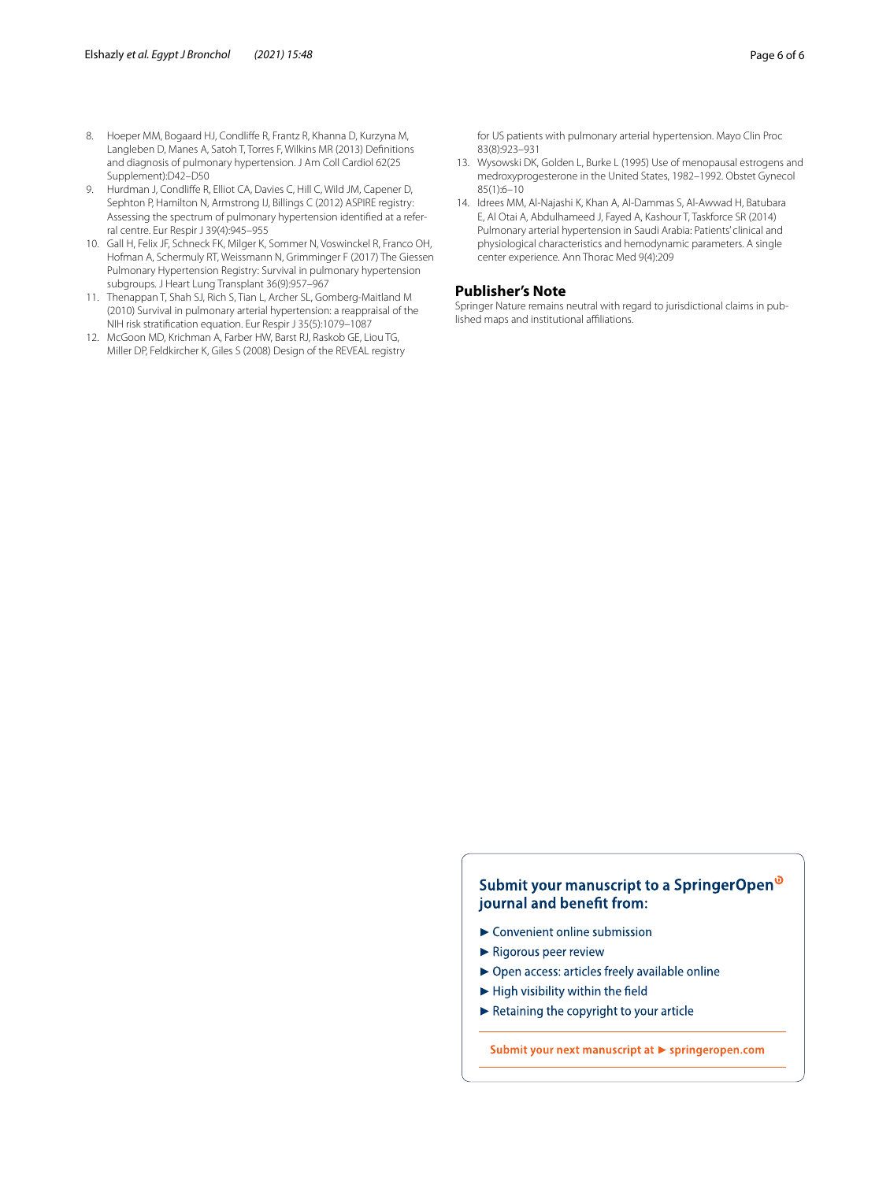8. Hoeper MM, Bogaard HJ, Condliffe R, Frantz R, Khanna D, Kurzyna M, Langleben D, Manes A, Satoh T, Torres F, Wilkins MR (2013) Definitions and diagnosis of pulmonary hypertension. J Am Coll Cardiol 62(25 Supplement):D42–D50
9. Hurdman J, Condliffe R, Elliot CA, Davies C, Hill C, Wild JM, Capener D, Sephton P, Hamilton N, Armstrong IJ, Billings C (2012) ASPIRE registry: Assessing the spectrum of pulmonary hypertension identified at a referral centre. Eur Respir J 39(4):945–955
10. Gall H, Felix JF, Schneck FK, Milger K, Sommer N, Voswinckel R, Franco OH, Hofman A, Schermuly RT, Weissmann N, Grimminger F (2017) The Giessen Pulmonary Hypertension Registry: Survival in pulmonary hypertension subgroups. J Heart Lung Transplant 36(9):957–967
11. Thenappan T, Shah SJ, Rich S, Tian L, Archer SL, Gomberg-Maitland M (2010) Survival in pulmonary arterial hypertension: a reappraisal of the NIH risk stratification equation. Eur Respir J 35(5):1079–1087
12. McGoon MD, Krichman A, Farber HW, Barst RJ, Raskob GE, Liou TG, Miller DP, Feldkircher K, Giles S (2008) Design of the REVEAL registry for US patients with pulmonary arterial hypertension. Mayo Clin Proc 83(8):923–931
13. Wysowski DK, Golden L, Burke L (1995) Use of menopausal estrogens and medroxyprogesterone in the United States, 1982–1992. Obstet Gynecol 85(1):6–10
14. Idrees MM, Al-Najashi K, Khan A, Al-Dammas S, Al-Awwad H, Batubara E, Al Otai A, Abdulhameed J, Fayed A, Kashour T, Taskforce SR (2014) Pulmonary arterial hypertension in Saudi Arabia: Patients' clinical and physiological characteristics and hemodynamic parameters. A single center experience. Ann Thorac Med 9(4):209

## Publisher's Note

Springer Nature remains neutral with regard to jurisdictional claims in published maps and institutional affiliations.

**Submit your manuscript to a SpringerOpen journal and benefit from:**

- Convenient online submission
- Rigorous peer review
- Open access: articles freely available online
- High visibility within the field
- Retaining the copyright to your article

**Submit your next manuscript at ▶ springeropen.com**